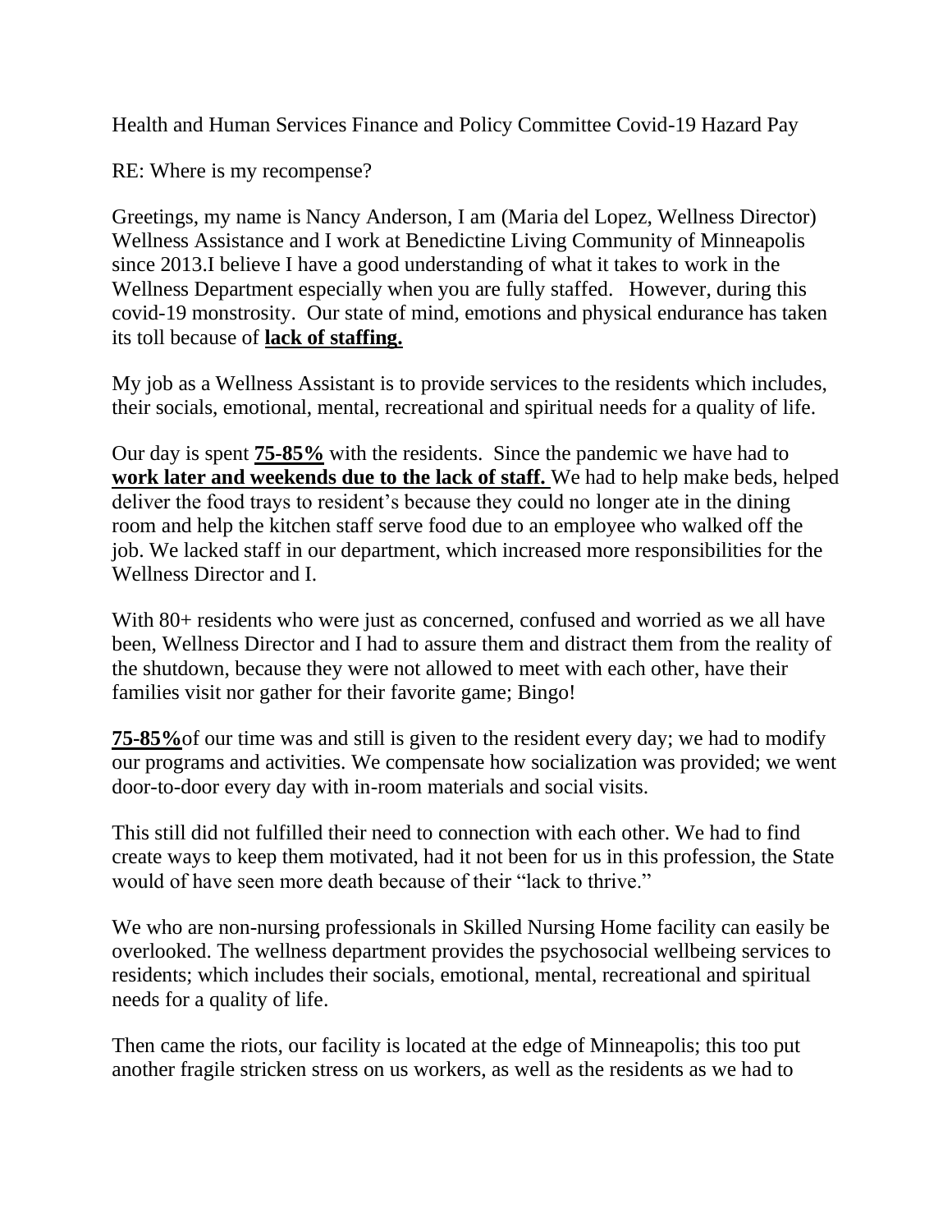Health and Human Services Finance and Policy Committee Covid-19 Hazard Pay

RE: Where is my recompense?

Greetings, my name is Nancy Anderson, I am (Maria del Lopez, Wellness Director) Wellness Assistance and I work at Benedictine Living Community of Minneapolis since 2013.I believe I have a good understanding of what it takes to work in the Wellness Department especially when you are fully staffed. However, during this covid-19 monstrosity. Our state of mind, emotions and physical endurance has taken its toll because of **lack of staffing.**

My job as a Wellness Assistant is to provide services to the residents which includes, their socials, emotional, mental, recreational and spiritual needs for a quality of life.

Our day is spent **75-85%** with the residents. Since the pandemic we have had to **work later and weekends due to the lack of staff.** We had to help make beds, helped deliver the food trays to resident's because they could no longer ate in the dining room and help the kitchen staff serve food due to an employee who walked off the job. We lacked staff in our department, which increased more responsibilities for the Wellness Director and I.

With 80+ residents who were just as concerned, confused and worried as we all have been, Wellness Director and I had to assure them and distract them from the reality of the shutdown, because they were not allowed to meet with each other, have their families visit nor gather for their favorite game; Bingo!

**75-85%**of our time was and still is given to the resident every day; we had to modify our programs and activities. We compensate how socialization was provided; we went door-to-door every day with in-room materials and social visits.

This still did not fulfilled their need to connection with each other. We had to find create ways to keep them motivated, had it not been for us in this profession, the State would of have seen more death because of their "lack to thrive."

We who are non-nursing professionals in Skilled Nursing Home facility can easily be overlooked. The wellness department provides the psychosocial wellbeing services to residents; which includes their socials, emotional, mental, recreational and spiritual needs for a quality of life.

Then came the riots, our facility is located at the edge of Minneapolis; this too put another fragile stricken stress on us workers, as well as the residents as we had to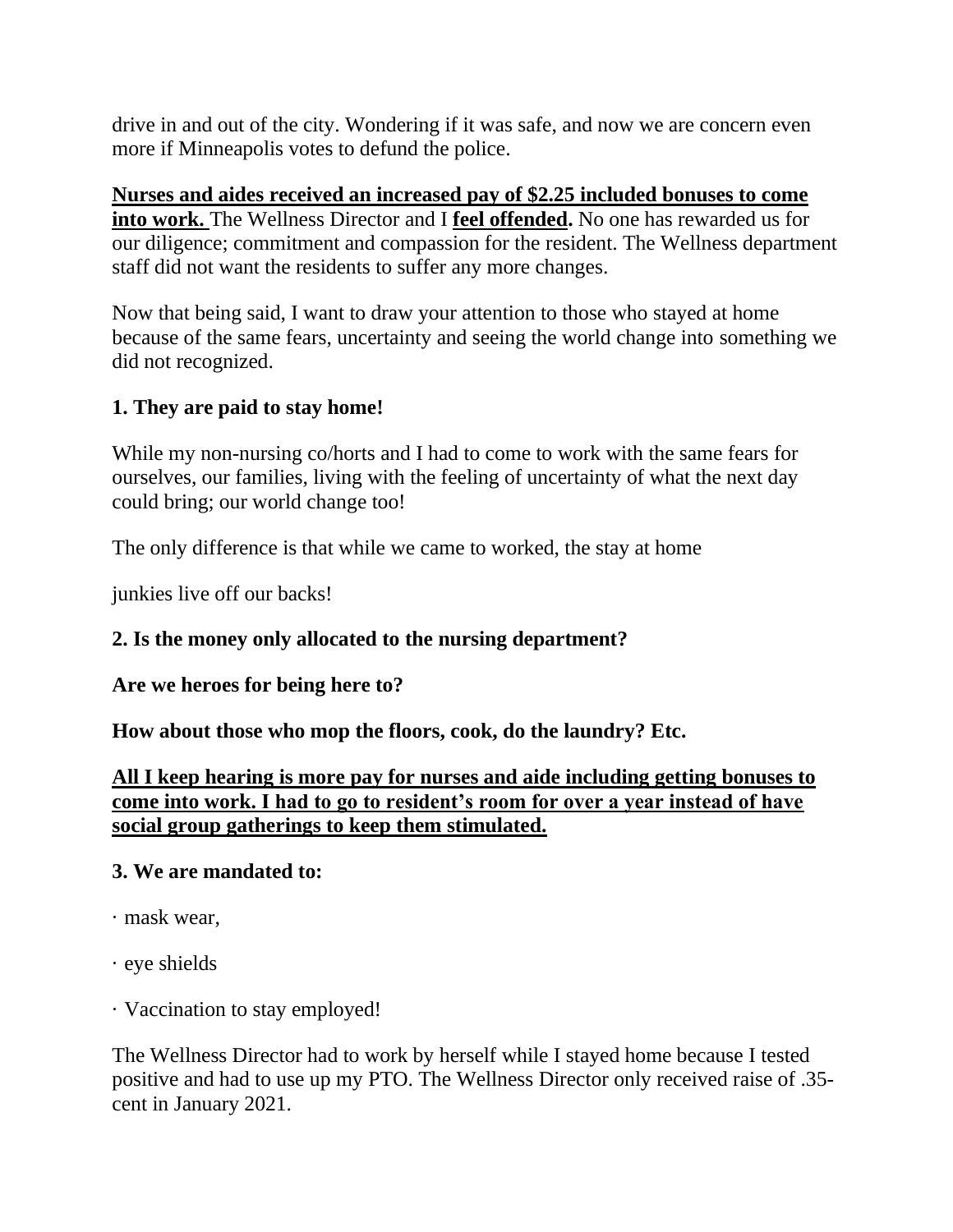drive in and out of the city. Wondering if it was safe, and now we are concern even more if Minneapolis votes to defund the police.

<u>**Nurses and aides received an increased pay of $2.25 included bonuses to come into work.**</u> The Wellness Director and I <u>**feel offended.**</u> No one has rewarded us for our diligence; commitment and compassion for the resident. The Wellness department staff did not want the residents to suffer any more changes.

Now that being said, I want to draw your attention to those who stayed at home because of the same fears, uncertainty and seeing the world change into something we did not recognized.

**1. They are paid to stay home!**

While my non-nursing co/horts and I had to come to work with the same fears for ourselves, our families, living with the feeling of uncertainty of what the next day could bring; our world change too!

The only difference is that while we came to worked, the stay at home

junkies live off our backs!

**2. Is the money only allocated to the nursing department?**

**Are we heroes for being here to?**

**How about those who mop the floors, cook, do the laundry? Etc.**

<u>**All I keep hearing is more pay for nurses and aide including getting bonuses to come into work. I had to go to resident's room for over a year instead of have social group gatherings to keep them stimulated.**</u>

**3. We are mandated to:**

- mask wear,
- eye shields
- Vaccination to stay employed!

The Wellness Director had to work by herself while I stayed home because I tested positive and had to use up my PTO. The Wellness Director only received raise of .35-cent in January 2021.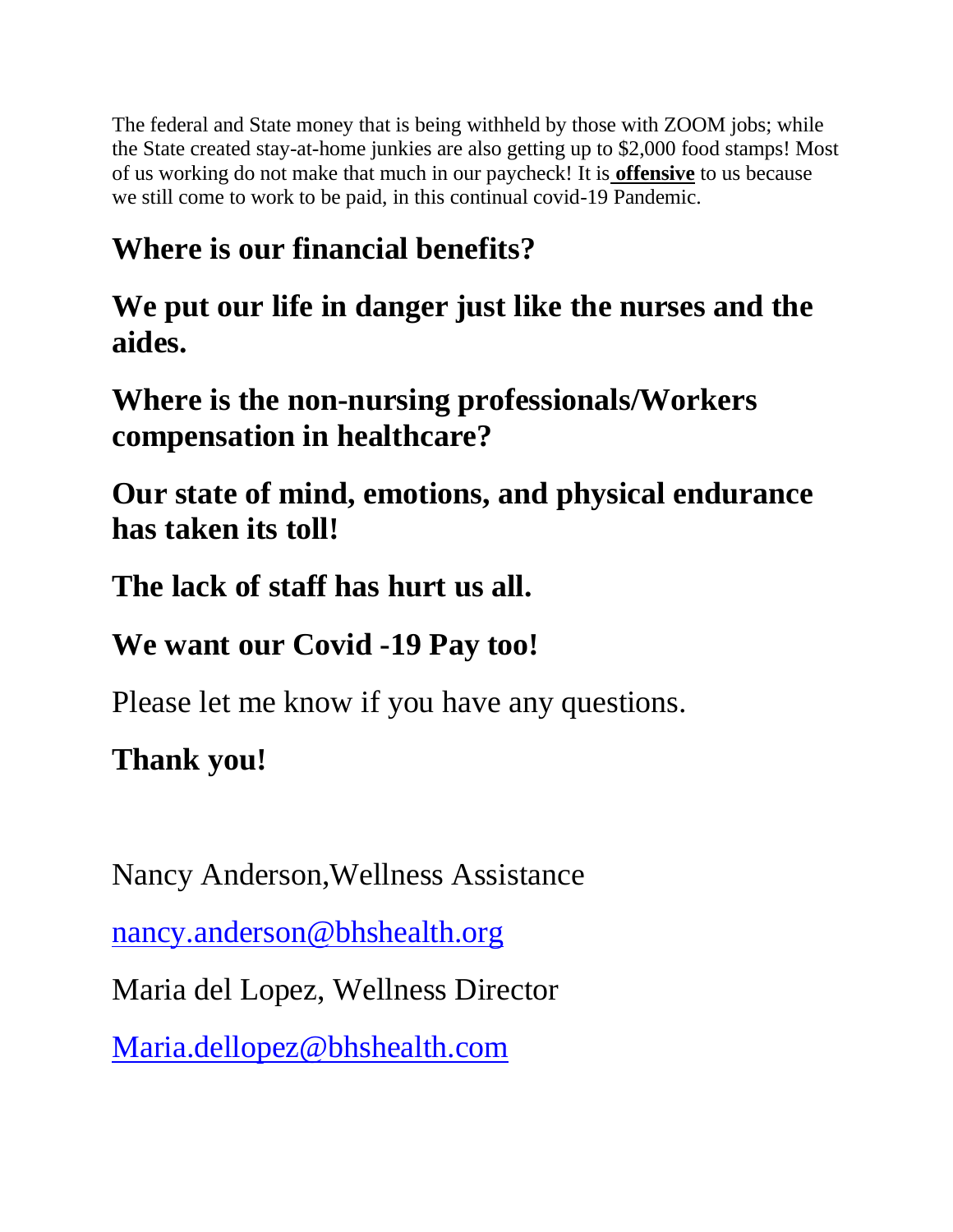The federal and State money that is being withheld by those with ZOOM jobs; while the State created stay-at-home junkies are also getting up to $2,000 food stamps! Most of us working do not make that much in our paycheck! It is **offensive** to us because we still come to work to be paid, in this continual covid-19 Pandemic.

**Where is our financial benefits?**

**We put our life in danger just like the nurses and the aides.**

**Where is the non-nursing professionals/Workers compensation in healthcare?**

**Our state of mind, emotions, and physical endurance has taken its toll!**

**The lack of staff has hurt us all.**

**We want our Covid -19 Pay too!**

Please let me know if you have any questions.

**Thank you!**

Nancy Anderson,Wellness Assistance

nancy.anderson@bhshealth.org

Maria del Lopez, Wellness Director

Maria.dellopez@bhshealth.com